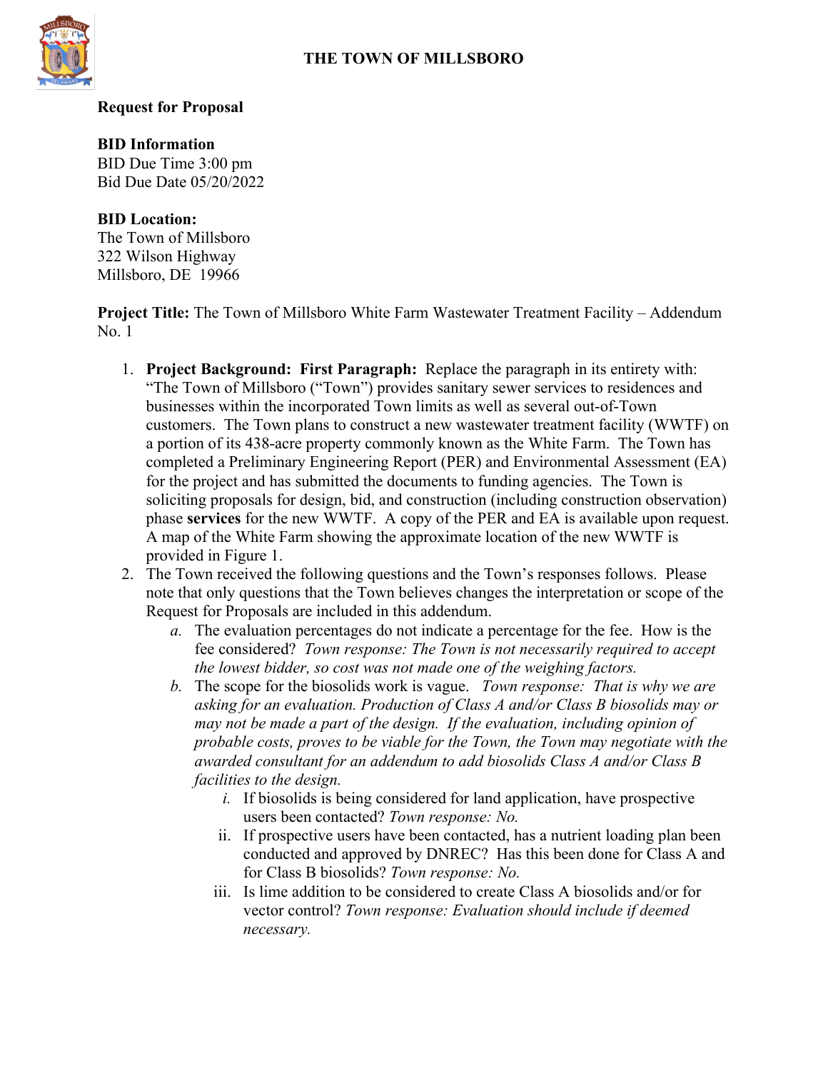# THE TOWN OF MILLSBORO

**Request for Proposal**

**BID Information**
BID Due Time 3:00 pm
Bid Due Date 05/20/2022

**BID Location:**
The Town of Millsboro
322 Wilson Highway
Millsboro, DE 19966

**Project Title:** The Town of Millsboro White Farm Wastewater Treatment Facility – Addendum No. 1

1. **Project Background: First Paragraph:** Replace the paragraph in its entirety with: "The Town of Millsboro ("Town") provides sanitary sewer services to residences and businesses within the incorporated Town limits as well as several out-of-Town customers. The Town plans to construct a new wastewater treatment facility (WWTF) on a portion of its 438-acre property commonly known as the White Farm. The Town has completed a Preliminary Engineering Report (PER) and Environmental Assessment (EA) for the project and has submitted the documents to funding agencies. The Town is soliciting proposals for design, bid, and construction (including construction observation) phase **services** for the new WWTF. A copy of the PER and EA is available upon request. A map of the White Farm showing the approximate location of the new WWTF is provided in Figure 1.
2. The Town received the following questions and the Town's responses follows. Please note that only questions that the Town believes changes the interpretation or scope of the Request for Proposals are included in this addendum.
   a. The evaluation percentages do not indicate a percentage for the fee. How is the fee considered? *Town response: The Town is not necessarily required to accept the lowest bidder, so cost was not made one of the weighing factors.*
   b. The scope for the biosolids work is vague. *Town response: That is why we are asking for an evaluation. Production of Class A and/or Class B biosolids may or may not be made a part of the design. If the evaluation, including opinion of probable costs, proves to be viable for the Town, the Town may negotiate with the awarded consultant for an addendum to add biosolids Class A and/or Class B facilities to the design.*
      i. If biosolids is being considered for land application, have prospective users been contacted? *Town response: No.*
      ii. If prospective users have been contacted, has a nutrient loading plan been conducted and approved by DNREC? Has this been done for Class A and for Class B biosolids? *Town response: No.*
      iii. Is lime addition to be considered to create Class A biosolids and/or for vector control? *Town response: Evaluation should include if deemed necessary.*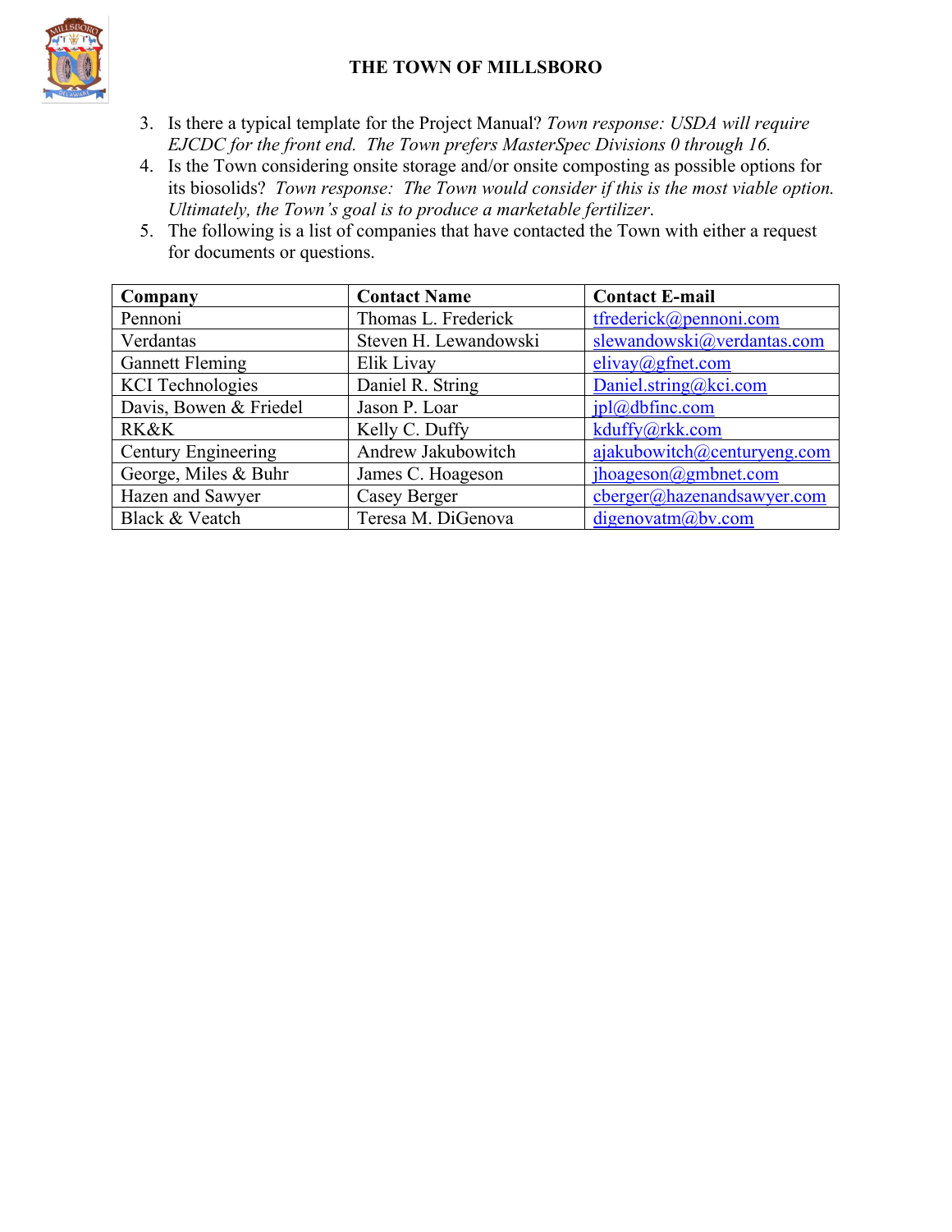# THE TOWN OF MILLSBORO

3. Is there a typical template for the Project Manual? *Town response: USDA will require EJCDC for the front end. The Town prefers MasterSpec Divisions 0 through 16.*
4. Is the Town considering onsite storage and/or onsite composting as possible options for its biosolids? *Town response: The Town would consider if this is the most viable option. Ultimately, the Town's goal is to produce a marketable fertilizer.*
5. The following is a list of companies that have contacted the Town with either a request for documents or questions.

| Company | Contact Name | Contact E-mail |
|---|---|---|
| Pennoni | Thomas L. Frederick | tfrederick@pennoni.com |
| Verdantas | Steven H. Lewandowski | slewandowski@verdantas.com |
| Gannett Fleming | Elik Livay | elivay@gfnet.com |
| KCI Technologies | Daniel R. String | Daniel.string@kci.com |
| Davis, Bowen & Friedel | Jason P. Loar | jpl@dbfinc.com |
| RK&K | Kelly C. Duffy | kduffy@rkk.com |
| Century Engineering | Andrew Jakubowitch | ajakubowitch@centuryeng.com |
| George, Miles & Buhr | James C. Hoageson | jhoageson@gmbnet.com |
| Hazen and Sawyer | Casey Berger | cberger@hazenandsawyer.com |
| Black & Veatch | Teresa M. DiGenova | digenovatm@bv.com |